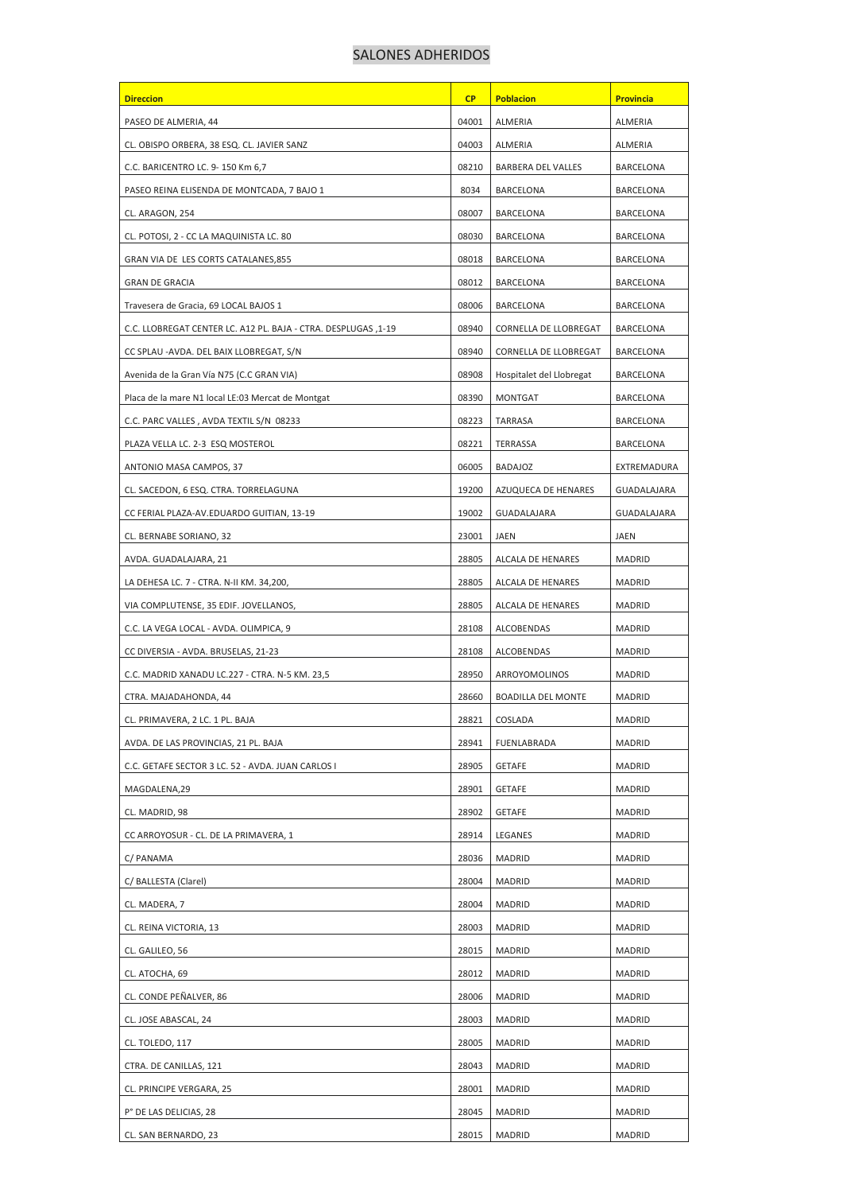## SALONES ADHERIDOS

| Direccion | CP | Poblacion | Provincia |
| --- | --- | --- | --- |
| PASEO DE ALMERIA, 44 | 04001 | ALMERIA | ALMERIA |
| CL. OBISPO ORBERA, 38 ESQ. CL. JAVIER SANZ | 04003 | ALMERIA | ALMERIA |
| C.C. BARICENTRO LC. 9- 150 Km 6,7 | 08210 | BARBERA DEL VALLES | BARCELONA |
| PASEO REINA ELISENDA DE MONTCADA, 7 BAJO 1 | 8034 | BARCELONA | BARCELONA |
| CL. ARAGON, 254 | 08007 | BARCELONA | BARCELONA |
| CL. POTOSI, 2 - CC LA MAQUINISTA LC. 80 | 08030 | BARCELONA | BARCELONA |
| GRAN VIA DE LES CORTS CATALANES,855 | 08018 | BARCELONA | BARCELONA |
| GRAN DE GRACIA | 08012 | BARCELONA | BARCELONA |
| Travesera de Gracia, 69 LOCAL BAJOS 1 | 08006 | BARCELONA | BARCELONA |
| C.C. LLOBREGAT CENTER LC. A12 PL. BAJA - CTRA. DESPLUGAS ,1-19 | 08940 | CORNELLA DE LLOBREGAT | BARCELONA |
| CC SPLAU -AVDA. DEL BAIX LLOBREGAT, S/N | 08940 | CORNELLA DE LLOBREGAT | BARCELONA |
| Avenida de la Gran Vía N75 (C.C GRAN VIA) | 08908 | Hospitalet del Llobregat | BARCELONA |
| Placa de la mare N1 local LE:03 Mercat de Montgat | 08390 | MONTGAT | BARCELONA |
| C.C. PARC VALLES , AVDA TEXTIL S/N 08233 | 08223 | TARRASA | BARCELONA |
| PLAZA VELLA LC. 2-3 ESQ MOSTEROL | 08221 | TERRASSA | BARCELONA |
| ANTONIO MASA CAMPOS, 37 | 06005 | BADAJOZ | EXTREMADURA |
| CL. SACEDON, 6 ESQ. CTRA. TORRELAGUNA | 19200 | AZUQUECA DE HENARES | GUADALAJARA |
| CC FERIAL PLAZA-AV.EDUARDO GUITIAN, 13-19 | 19002 | GUADALAJARA | GUADALAJARA |
| CL. BERNABE SORIANO, 32 | 23001 | JAEN | JAEN |
| AVDA. GUADALAJARA, 21 | 28805 | ALCALA DE HENARES | MADRID |
| LA DEHESA LC. 7 - CTRA. N-II KM. 34,200, | 28805 | ALCALA DE HENARES | MADRID |
| VIA COMPLUTENSE, 35 EDIF. JOVELLANOS, | 28805 | ALCALA DE HENARES | MADRID |
| C.C. LA VEGA LOCAL - AVDA. OLIMPICA, 9 | 28108 | ALCOBENDAS | MADRID |
| CC DIVERSIA - AVDA. BRUSELAS, 21-23 | 28108 | ALCOBENDAS | MADRID |
| C.C. MADRID XANADU LC.227 - CTRA. N-5 KM. 23,5 | 28950 | ARROYOMOLINOS | MADRID |
| CTRA. MAJADAHONDA, 44 | 28660 | BOADILLA DEL MONTE | MADRID |
| CL. PRIMAVERA, 2 LC. 1 PL. BAJA | 28821 | COSLADA | MADRID |
| AVDA. DE LAS PROVINCIAS, 21 PL. BAJA | 28941 | FUENLABRADA | MADRID |
| C.C. GETAFE SECTOR 3 LC. 52 - AVDA. JUAN CARLOS I | 28905 | GETAFE | MADRID |
| MAGDALENA,29 | 28901 | GETAFE | MADRID |
| CL. MADRID, 98 | 28902 | GETAFE | MADRID |
| CC ARROYOSUR - CL. DE LA PRIMAVERA, 1 | 28914 | LEGANES | MADRID |
| C/ PANAMA | 28036 | MADRID | MADRID |
| C/ BALLESTA (Clarel) | 28004 | MADRID | MADRID |
| CL. MADERA, 7 | 28004 | MADRID | MADRID |
| CL. REINA VICTORIA, 13 | 28003 | MADRID | MADRID |
| CL. GALILEO, 56 | 28015 | MADRID | MADRID |
| CL. ATOCHA, 69 | 28012 | MADRID | MADRID |
| CL. CONDE PEÑALVER, 86 | 28006 | MADRID | MADRID |
| CL. JOSE ABASCAL, 24 | 28003 | MADRID | MADRID |
| CL. TOLEDO, 117 | 28005 | MADRID | MADRID |
| CTRA. DE CANILLAS, 121 | 28043 | MADRID | MADRID |
| CL. PRINCIPE VERGARA, 25 | 28001 | MADRID | MADRID |
| P° DE LAS DELICIAS, 28 | 28045 | MADRID | MADRID |
| CL. SAN BERNARDO, 23 | 28015 | MADRID | MADRID |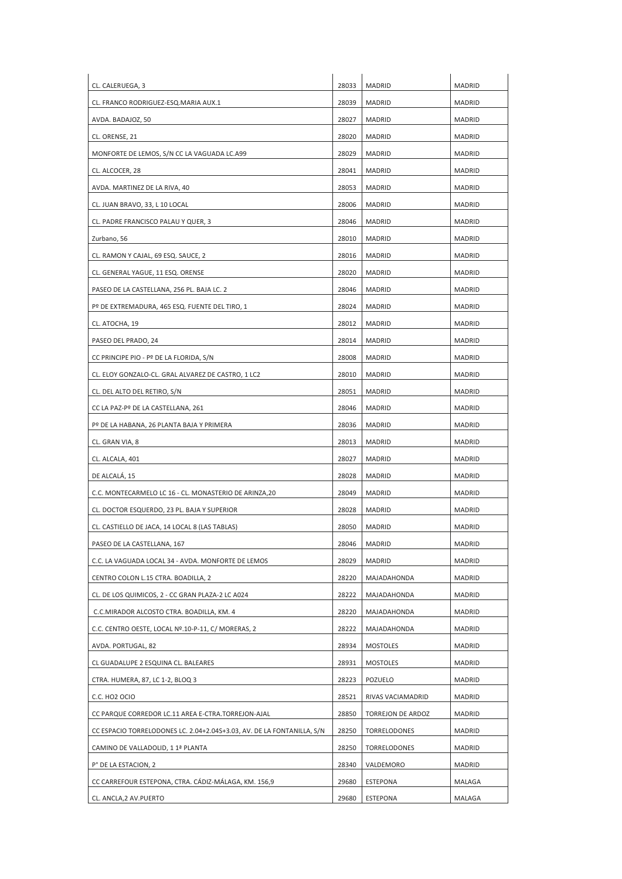| | | | |
|---|---|---|---|
| CL. CALERUEGA, 3 | 28033 | MADRID | MADRID |
| CL. FRANCO RODRIGUEZ-ESQ.MARIA AUX.1 | 28039 | MADRID | MADRID |
| AVDA. BADAJOZ, 50 | 28027 | MADRID | MADRID |
| CL. ORENSE, 21 | 28020 | MADRID | MADRID |
| MONFORTE DE LEMOS, S/N CC LA VAGUADA LC.A99 | 28029 | MADRID | MADRID |
| CL. ALCOCER, 28 | 28041 | MADRID | MADRID |
| AVDA. MARTINEZ DE LA RIVA, 40 | 28053 | MADRID | MADRID |
| CL. JUAN BRAVO, 33, L 10 LOCAL | 28006 | MADRID | MADRID |
| CL. PADRE FRANCISCO PALAU Y QUER, 3 | 28046 | MADRID | MADRID |
| Zurbano, 56 | 28010 | MADRID | MADRID |
| CL. RAMON Y CAJAL, 69 ESQ. SAUCE, 2 | 28016 | MADRID | MADRID |
| CL. GENERAL YAGUE, 11 ESQ. ORENSE | 28020 | MADRID | MADRID |
| PASEO DE LA CASTELLANA, 256 PL. BAJA LC. 2 | 28046 | MADRID | MADRID |
| Pº DE EXTREMADURA, 465 ESQ. FUENTE DEL TIRO, 1 | 28024 | MADRID | MADRID |
| CL. ATOCHA, 19 | 28012 | MADRID | MADRID |
| PASEO DEL PRADO, 24 | 28014 | MADRID | MADRID |
| CC PRINCIPE PIO - Pº DE LA FLORIDA, S/N | 28008 | MADRID | MADRID |
| CL. ELOY GONZALO-CL. GRAL ALVAREZ DE CASTRO, 1 LC2 | 28010 | MADRID | MADRID |
| CL. DEL ALTO DEL RETIRO, S/N | 28051 | MADRID | MADRID |
| CC LA PAZ-Pº DE LA CASTELLANA, 261 | 28046 | MADRID | MADRID |
| Pº DE LA HABANA, 26 PLANTA BAJA Y PRIMERA | 28036 | MADRID | MADRID |
| CL. GRAN VIA, 8 | 28013 | MADRID | MADRID |
| CL. ALCALA, 401 | 28027 | MADRID | MADRID |
| DE ALCALÁ, 15 | 28028 | MADRID | MADRID |
| C.C. MONTECARMELO LC 16 - CL. MONASTERIO DE ARINZA,20 | 28049 | MADRID | MADRID |
| CL. DOCTOR ESQUERDO, 23 PL. BAJA Y SUPERIOR | 28028 | MADRID | MADRID |
| CL. CASTIELLO DE JACA, 14 LOCAL 8 (LAS TABLAS) | 28050 | MADRID | MADRID |
| PASEO DE LA CASTELLANA, 167 | 28046 | MADRID | MADRID |
| C.C. LA VAGUADA LOCAL 34 - AVDA. MONFORTE DE LEMOS | 28029 | MADRID | MADRID |
| CENTRO COLON L.15 CTRA. BOADILLA, 2 | 28220 | MAJADAHONDA | MADRID |
| CL. DE LOS QUIMICOS, 2 - CC GRAN PLAZA-2 LC A024 | 28222 | MAJADAHONDA | MADRID |
| C.C.MIRADOR ALCOSTO CTRA. BOADILLA, KM. 4 | 28220 | MAJADAHONDA | MADRID |
| C.C. CENTRO OESTE, LOCAL Nº.10-P-11, C/ MORERAS, 2 | 28222 | MAJADAHONDA | MADRID |
| AVDA. PORTUGAL, 82 | 28934 | MOSTOLES | MADRID |
| CL GUADALUPE 2 ESQUINA CL. BALEARES | 28931 | MOSTOLES | MADRID |
| CTRA. HUMERA, 87, LC 1-2, BLOQ 3 | 28223 | POZUELO | MADRID |
| C.C. HO2 OCIO | 28521 | RIVAS VACIAMADRID | MADRID |
| CC PARQUE CORREDOR LC.11 AREA E-CTRA.TORREJON-AJAL | 28850 | TORREJON DE ARDOZ | MADRID |
| CC ESPACIO TORRELODONES LC. 2.04+2.04S+3.03, AV. DE LA FONTANILLA, S/N | 28250 | TORRELODONES | MADRID |
| CAMINO DE VALLADOLID, 1 1ª PLANTA | 28250 | TORRELODONES | MADRID |
| Pº DE LA ESTACION, 2 | 28340 | VALDEMORO | MADRID |
| CC CARREFOUR ESTEPONA, CTRA. CÁDIZ-MÁLAGA, KM. 156,9 | 29680 | ESTEPONA | MALAGA |
| CL. ANCLA,2 AV.PUERTO | 29680 | ESTEPONA | MALAGA |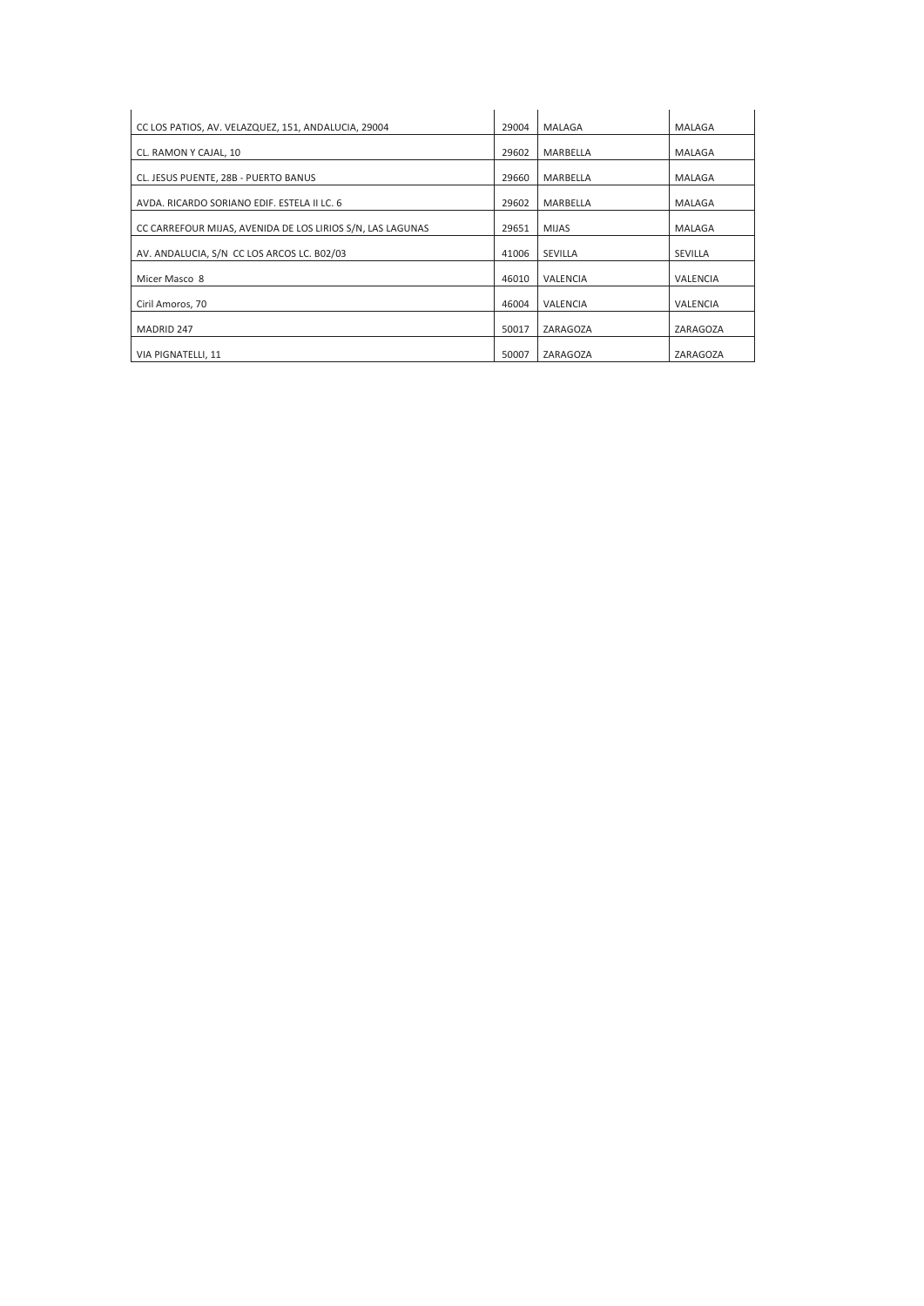| | | | |
|---|---|---|---|
| CC LOS PATIOS, AV. VELAZQUEZ, 151, ANDALUCIA, 29004 | 29004 | MALAGA | MALAGA |
| CL. RAMON Y CAJAL, 10 | 29602 | MARBELLA | MALAGA |
| CL. JESUS PUENTE, 28B - PUERTO BANUS | 29660 | MARBELLA | MALAGA |
| AVDA. RICARDO SORIANO EDIF. ESTELA II LC. 6 | 29602 | MARBELLA | MALAGA |
| CC CARREFOUR MIJAS, AVENIDA DE LOS LIRIOS S/N, LAS LAGUNAS | 29651 | MIJAS | MALAGA |
| AV. ANDALUCIA, S/N CC LOS ARCOS LC. B02/03 | 41006 | SEVILLA | SEVILLA |
| Micer Masco 8 | 46010 | VALENCIA | VALENCIA |
| Ciril Amoros, 70 | 46004 | VALENCIA | VALENCIA |
| MADRID 247 | 50017 | ZARAGOZA | ZARAGOZA |
| VIA PIGNATELLI, 11 | 50007 | ZARAGOZA | ZARAGOZA |